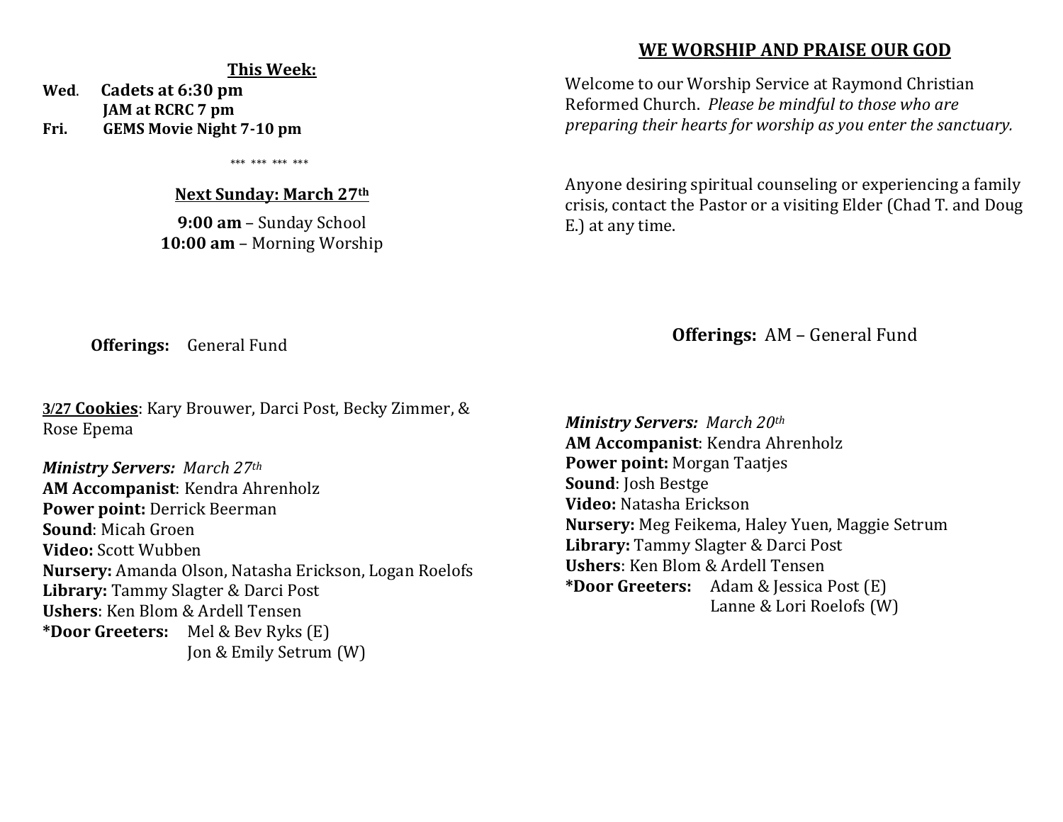## This Week:

**Wed.** **Cadets at 6:30 pm**
**JAM at RCRC 7 pm**
**Fri.** **GEMS Movie Night 7-10 pm**

\*\*\* \*\*\* \*\*\* \*\*\*

## Next Sunday: March 27th

**9:00 am** – Sunday School
**10:00 am** – Morning Worship

**Offerings:** General Fund

**3/27 Cookies**: Kary Brouwer, Darci Post, Becky Zimmer, & Rose Epema

***Ministry Servers:*** *March 27th*
**AM Accompanist**: Kendra Ahrenholz
**Power point:** Derrick Beerman
**Sound**: Micah Groen
**Video:** Scott Wubben
**Nursery:** Amanda Olson, Natasha Erickson, Logan Roelofs
**Library:** Tammy Slagter & Darci Post
**Ushers**: Ken Blom & Ardell Tensen
**\*Door Greeters:** Mel & Bev Ryks (E)
Jon & Emily Setrum (W)

## WE WORSHIP AND PRAISE OUR GOD

Welcome to our Worship Service at Raymond Christian Reformed Church. *Please be mindful to those who are preparing their hearts for worship as you enter the sanctuary.*

Anyone desiring spiritual counseling or experiencing a family crisis, contact the Pastor or a visiting Elder (Chad T. and Doug E.) at any time.

**Offerings:** AM – General Fund

***Ministry Servers:*** *March 20th*
**AM Accompanist**: Kendra Ahrenholz
**Power point:** Morgan Taatjes
**Sound**: Josh Bestge
**Video:** Natasha Erickson
**Nursery:** Meg Feikema, Haley Yuen, Maggie Setrum
**Library:** Tammy Slagter & Darci Post
**Ushers**: Ken Blom & Ardell Tensen
**\*Door Greeters:** Adam & Jessica Post (E)
Lanne & Lori Roelofs (W)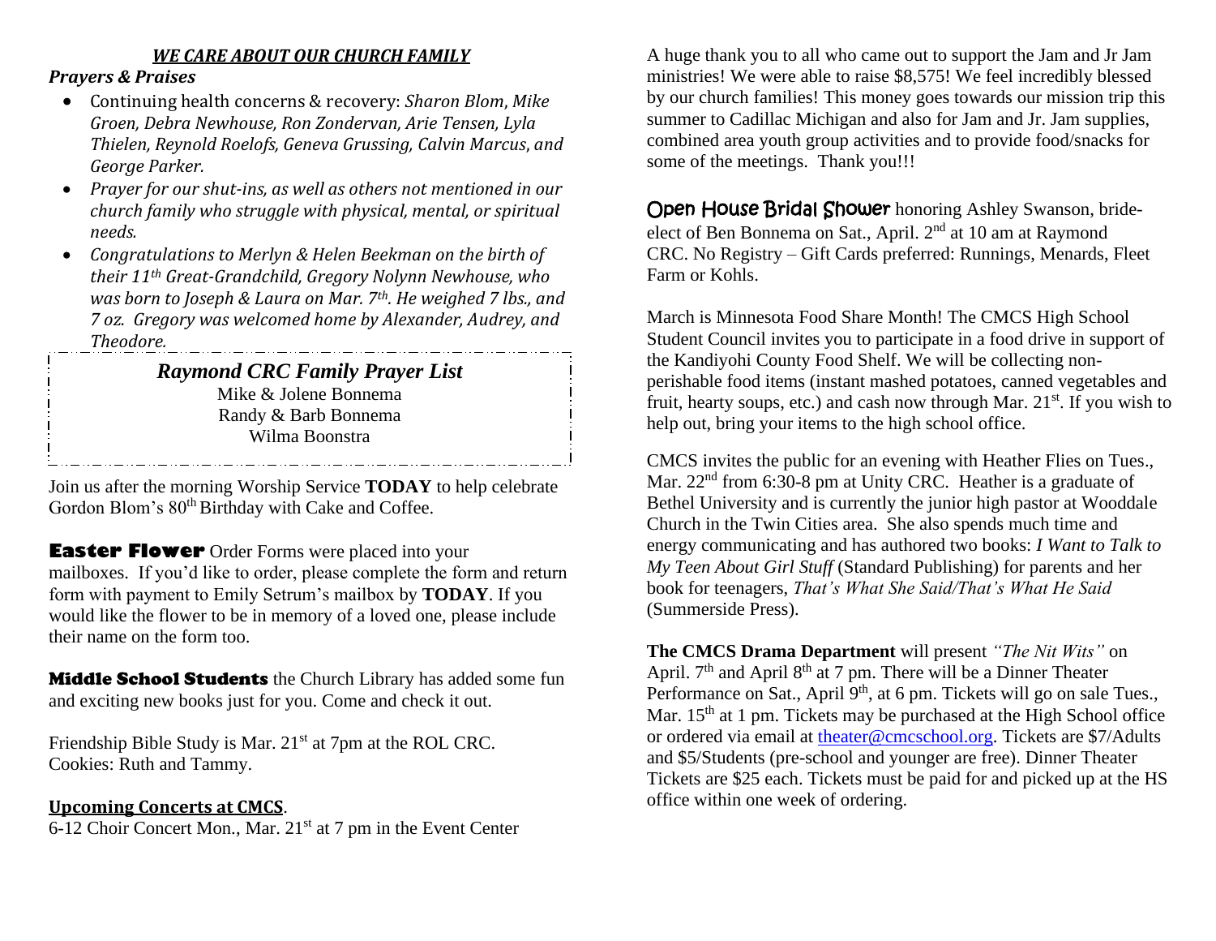***WE CARE ABOUT OUR CHURCH FAMILY***

***Prayers & Praises***

- Continuing health concerns & recovery: *Sharon Blom, Mike Groen, Debra Newhouse, Ron Zondervan, Arie Tensen, Lyla Thielen, Reynold Roelofs, Geneva Grussing, Calvin Marcus, and George Parker.*
- *Prayer for our shut-ins, as well as others not mentioned in our church family who struggle with physical, mental, or spiritual needs.*
- *Congratulations to Merlyn & Helen Beekman on the birth of their 11th Great-Grandchild, Gregory Nolynn Newhouse, who was born to Joseph & Laura on Mar. 7th. He weighed 7 lbs., and 7 oz. Gregory was welcomed home by Alexander, Audrey, and Theodore.*

***Raymond CRC Family Prayer List***

Mike & Jolene Bonnema
Randy & Barb Bonnema
Wilma Boonstra

Join us after the morning Worship Service **TODAY** to help celebrate Gordon Blom's 80th Birthday with Cake and Coffee.

**Easter Flower** Order Forms were placed into your mailboxes. If you'd like to order, please complete the form and return form with payment to Emily Setrum's mailbox by **TODAY**. If you would like the flower to be in memory of a loved one, please include their name on the form too.

**Middle School Students** the Church Library has added some fun and exciting new books just for you. Come and check it out.

Friendship Bible Study is Mar. 21st at 7pm at the ROL CRC. Cookies: Ruth and Tammy.

**Upcoming Concerts at CMCS**.

6-12 Choir Concert Mon., Mar. 21st at 7 pm in the Event Center

A huge thank you to all who came out to support the Jam and Jr Jam ministries! We were able to raise $8,575! We feel incredibly blessed by our church families! This money goes towards our mission trip this summer to Cadillac Michigan and also for Jam and Jr. Jam supplies, combined area youth group activities and to provide food/snacks for some of the meetings. Thank you!!!

**Open House Bridal Shower** honoring Ashley Swanson, bride-elect of Ben Bonnema on Sat., April. 2nd at 10 am at Raymond CRC. No Registry – Gift Cards preferred: Runnings, Menards, Fleet Farm or Kohls.

March is Minnesota Food Share Month! The CMCS High School Student Council invites you to participate in a food drive in support of the Kandiyohi County Food Shelf. We will be collecting non-perishable food items (instant mashed potatoes, canned vegetables and fruit, hearty soups, etc.) and cash now through Mar. 21st. If you wish to help out, bring your items to the high school office.

CMCS invites the public for an evening with Heather Flies on Tues., Mar. 22nd from 6:30-8 pm at Unity CRC. Heather is a graduate of Bethel University and is currently the junior high pastor at Wooddale Church in the Twin Cities area. She also spends much time and energy communicating and has authored two books: *I Want to Talk to My Teen About Girl Stuff* (Standard Publishing) for parents and her book for teenagers, *That's What She Said/That's What He Said* (Summerside Press).

**The CMCS Drama Department** will present *"The Nit Wits"* on April. 7th and April 8th at 7 pm. There will be a Dinner Theater Performance on Sat., April 9th, at 6 pm. Tickets will go on sale Tues., Mar. 15th at 1 pm. Tickets may be purchased at the High School office or ordered via email at theater@cmcschool.org. Tickets are $7/Adults and $5/Students (pre-school and younger are free). Dinner Theater Tickets are $25 each. Tickets must be paid for and picked up at the HS office within one week of ordering.